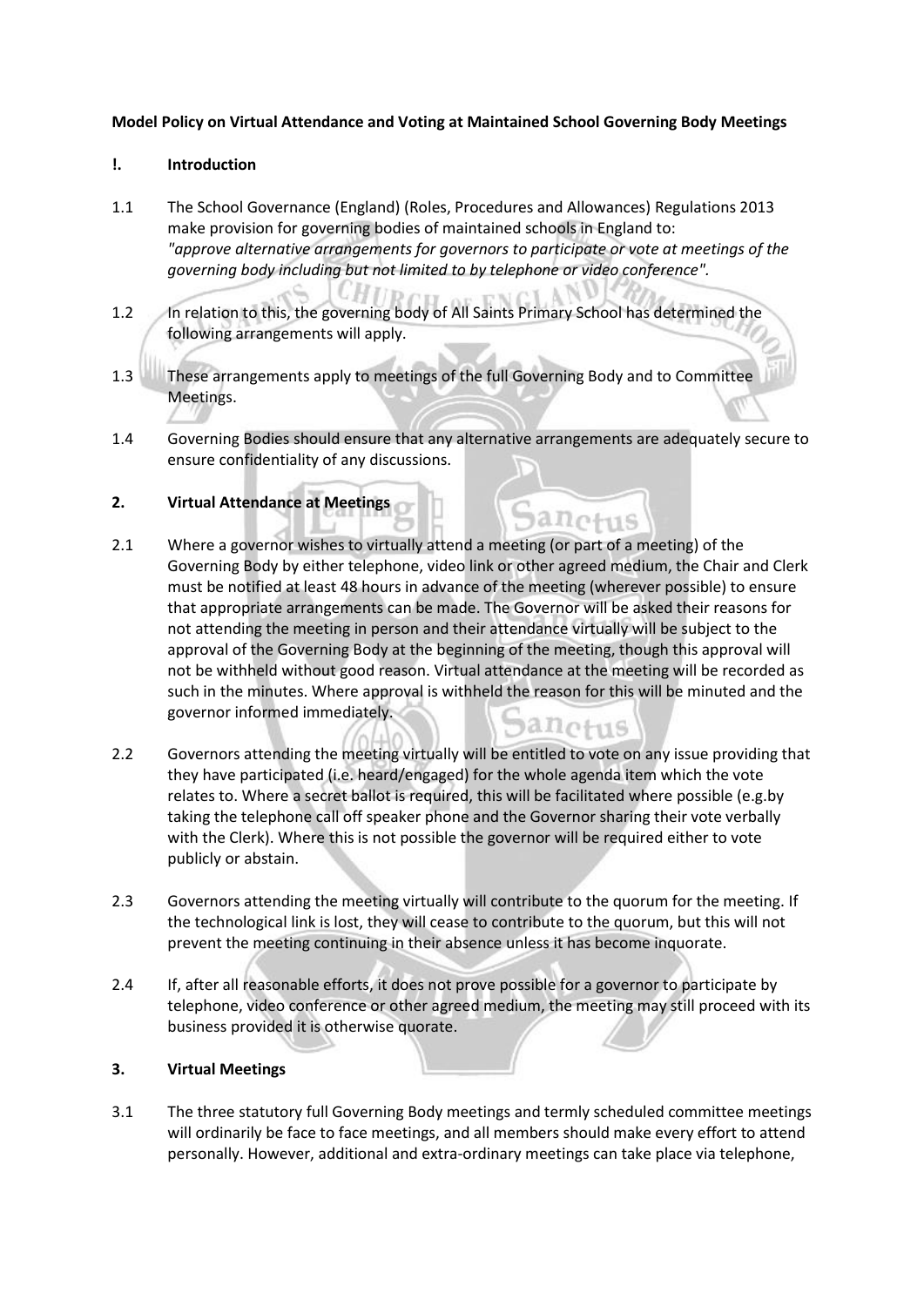**Model Policy on Virtual Attendance and Voting at Maintained School Governing Body Meetings**

**!. Introduction**

1.1 The School Governance (England) (Roles, Procedures and Allowances) Regulations 2013 make provision for governing bodies of maintained schools in England to: *"approve alternative arrangements for governors to participate or vote at meetings of the governing body including but not limited to by telephone or video conference".*

1.2 In relation to this, the governing body of All Saints Primary School has determined the following arrangements will apply.

1.3 These arrangements apply to meetings of the full Governing Body and to Committee Meetings.

1.4 Governing Bodies should ensure that any alternative arrangements are adequately secure to ensure confidentiality of any discussions.

**2. Virtual Attendance at Meetings**

2.1 Where a governor wishes to virtually attend a meeting (or part of a meeting) of the Governing Body by either telephone, video link or other agreed medium, the Chair and Clerk must be notified at least 48 hours in advance of the meeting (wherever possible) to ensure that appropriate arrangements can be made. The Governor will be asked their reasons for not attending the meeting in person and their attendance virtually will be subject to the approval of the Governing Body at the beginning of the meeting, though this approval will not be withheld without good reason. Virtual attendance at the meeting will be recorded as such in the minutes. Where approval is withheld the reason for this will be minuted and the governor informed immediately.

2.2 Governors attending the meeting virtually will be entitled to vote on any issue providing that they have participated (i.e. heard/engaged) for the whole agenda item which the vote relates to. Where a secret ballot is required, this will be facilitated where possible (e.g.by taking the telephone call off speaker phone and the Governor sharing their vote verbally with the Clerk). Where this is not possible the governor will be required either to vote publicly or abstain.

2.3 Governors attending the meeting virtually will contribute to the quorum for the meeting. If the technological link is lost, they will cease to contribute to the quorum, but this will not prevent the meeting continuing in their absence unless it has become inquorate.

2.4 If, after all reasonable efforts, it does not prove possible for a governor to participate by telephone, video conference or other agreed medium, the meeting may still proceed with its business provided it is otherwise quorate.

**3. Virtual Meetings**

3.1 The three statutory full Governing Body meetings and termly scheduled committee meetings will ordinarily be face to face meetings, and all members should make every effort to attend personally. However, additional and extra-ordinary meetings can take place via telephone,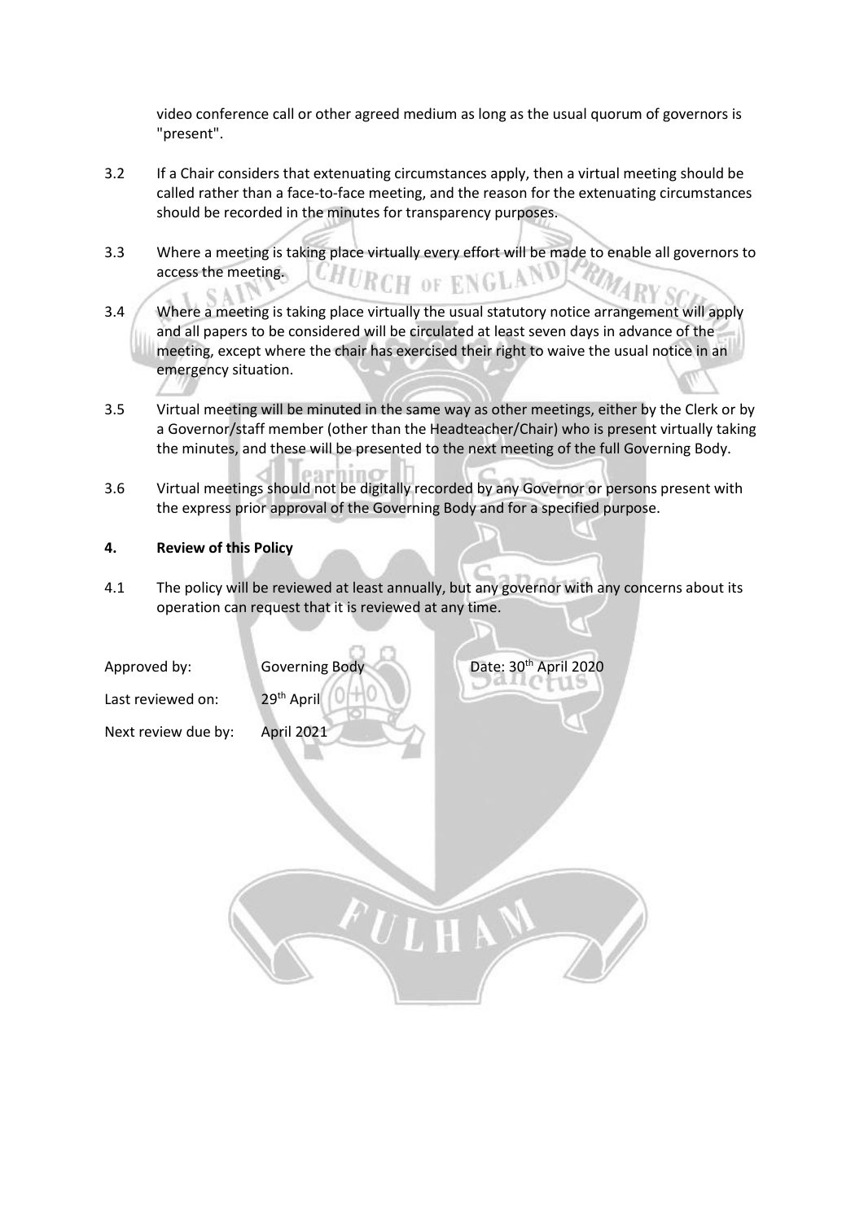video conference call or other agreed medium as long as the usual quorum of governors is "present".

3.2 If a Chair considers that extenuating circumstances apply, then a virtual meeting should be called rather than a face-to-face meeting, and the reason for the extenuating circumstances should be recorded in the minutes for transparency purposes.

3.3 Where a meeting is taking place virtually every effort will be made to enable all governors to access the meeting.

3.4 Where a meeting is taking place virtually the usual statutory notice arrangement will apply and all papers to be considered will be circulated at least seven days in advance of the meeting, except where the chair has exercised their right to waive the usual notice in an emergency situation.

3.5 Virtual meeting will be minuted in the same way as other meetings, either by the Clerk or by a Governor/staff member (other than the Headteacher/Chair) who is present virtually taking the minutes, and these will be presented to the next meeting of the full Governing Body.

3.6 Virtual meetings should not be digitally recorded by any Governor or persons present with the express prior approval of the Governing Body and for a specified purpose.

## 4. Review of this Policy

4.1 The policy will be reviewed at least annually, but any governor with any concerns about its operation can request that it is reviewed at any time.

| | | |
|---|---|---|
| Approved by: | Governing Body | Date: 30th April 2020 |
| Last reviewed on: | 29th April | |
| Next review due by: | April 2021 | |